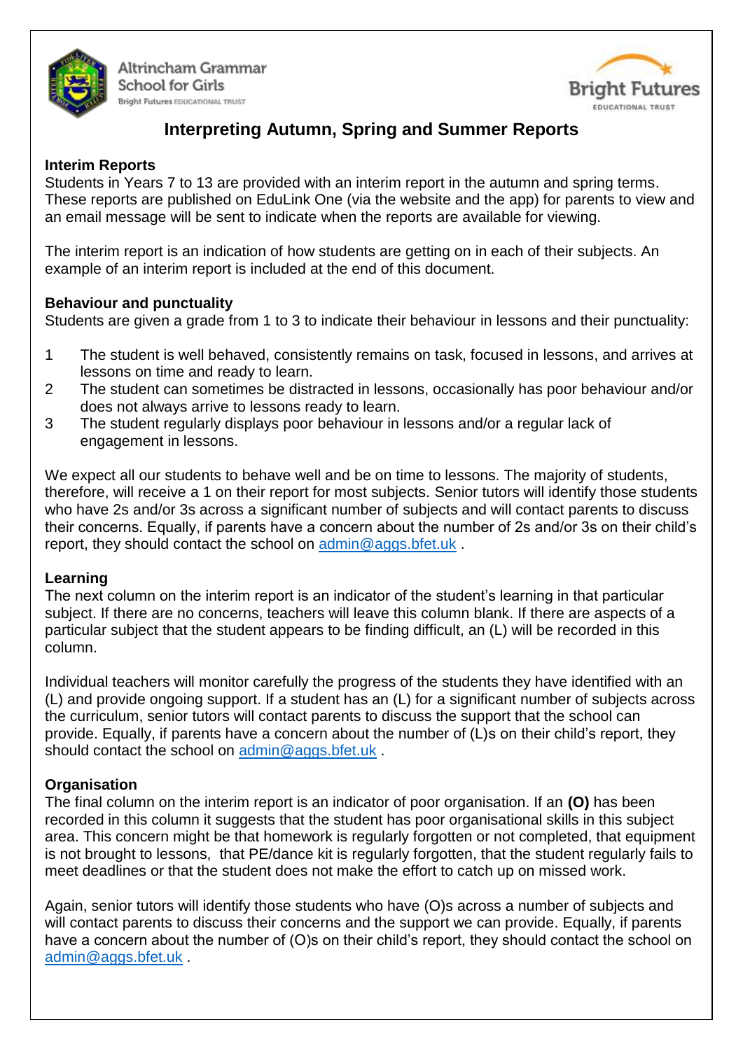Altrincham Grammar School for Girls
Bright Futures EDUCATIONAL TRUST

Bright Futures EDUCATIONAL TRUST

# Interpreting Autumn, Spring and Summer Reports

### Interim Reports

Students in Years 7 to 13 are provided with an interim report in the autumn and spring terms. These reports are published on EduLink One (via the website and the app) for parents to view and an email message will be sent to indicate when the reports are available for viewing.

The interim report is an indication of how students are getting on in each of their subjects. An example of an interim report is included at the end of this document.

### Behaviour and punctuality

Students are given a grade from 1 to 3 to indicate their behaviour in lessons and their punctuality:

1. The student is well behaved, consistently remains on task, focused in lessons, and arrives at lessons on time and ready to learn.
2. The student can sometimes be distracted in lessons, occasionally has poor behaviour and/or does not always arrive to lessons ready to learn.
3. The student regularly displays poor behaviour in lessons and/or a regular lack of engagement in lessons.

We expect all our students to behave well and be on time to lessons. The majority of students, therefore, will receive a 1 on their report for most subjects. Senior tutors will identify those students who have 2s and/or 3s across a significant number of subjects and will contact parents to discuss their concerns. Equally, if parents have a concern about the number of 2s and/or 3s on their child's report, they should contact the school on admin@aggs.bfet.uk .

### Learning

The next column on the interim report is an indicator of the student's learning in that particular subject. If there are no concerns, teachers will leave this column blank. If there are aspects of a particular subject that the student appears to be finding difficult, an (L) will be recorded in this column.

Individual teachers will monitor carefully the progress of the students they have identified with an (L) and provide ongoing support. If a student has an (L) for a significant number of subjects across the curriculum, senior tutors will contact parents to discuss the support that the school can provide. Equally, if parents have a concern about the number of (L)s on their child's report, they should contact the school on admin@aggs.bfet.uk .

### Organisation

The final column on the interim report is an indicator of poor organisation. If an **(O)** has been recorded in this column it suggests that the student has poor organisational skills in this subject area. This concern might be that homework is regularly forgotten or not completed, that equipment is not brought to lessons, that PE/dance kit is regularly forgotten, that the student regularly fails to meet deadlines or that the student does not make the effort to catch up on missed work.

Again, senior tutors will identify those students who have (O)s across a number of subjects and will contact parents to discuss their concerns and the support we can provide. Equally, if parents have a concern about the number of (O)s on their child's report, they should contact the school on admin@aggs.bfet.uk .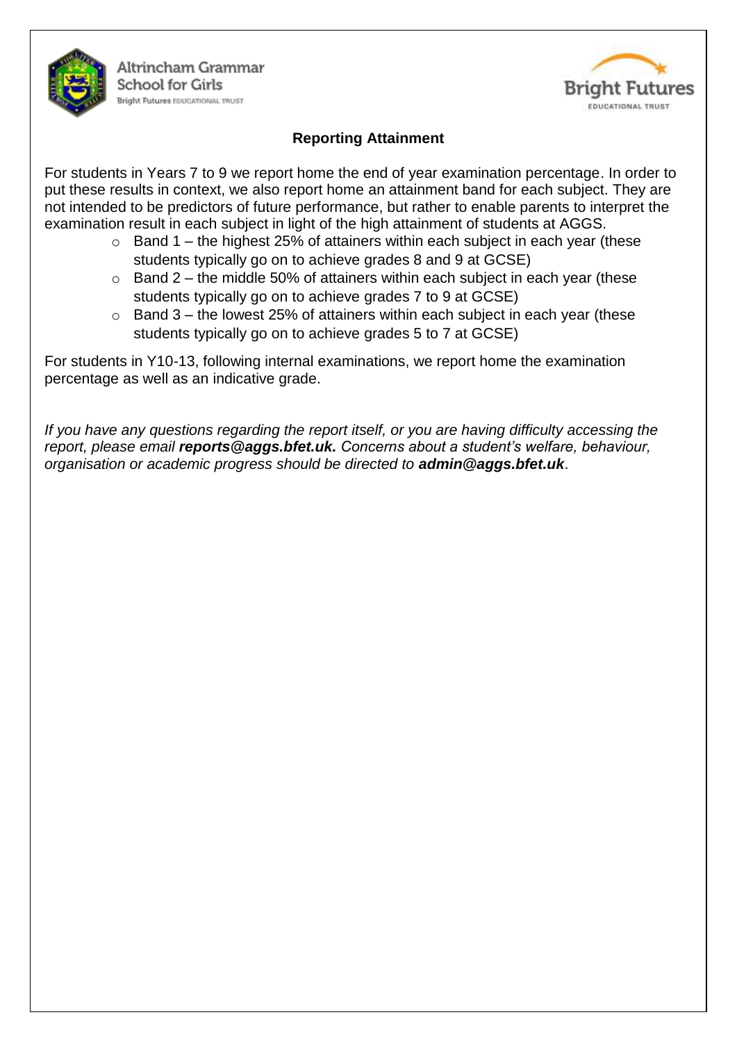Altrincham Grammar School for Girls
Bright Futures EDUCATIONAL TRUST

Bright Futures EDUCATIONAL TRUST

## Reporting Attainment

For students in Years 7 to 9 we report home the end of year examination percentage. In order to put these results in context, we also report home an attainment band for each subject. They are not intended to be predictors of future performance, but rather to enable parents to interpret the examination result in each subject in light of the high attainment of students at AGGS.

- Band 1 – the highest 25% of attainers within each subject in each year (these students typically go on to achieve grades 8 and 9 at GCSE)
- Band 2 – the middle 50% of attainers within each subject in each year (these students typically go on to achieve grades 7 to 9 at GCSE)
- Band 3 – the lowest 25% of attainers within each subject in each year (these students typically go on to achieve grades 5 to 7 at GCSE)

For students in Y10-13, following internal examinations, we report home the examination percentage as well as an indicative grade.

*If you have any questions regarding the report itself, or you are having difficulty accessing the report, please email* ***reports@aggs.bfet.uk.*** *Concerns about a student's welfare, behaviour, organisation or academic progress should be directed to* ***admin@aggs.bfet.uk***.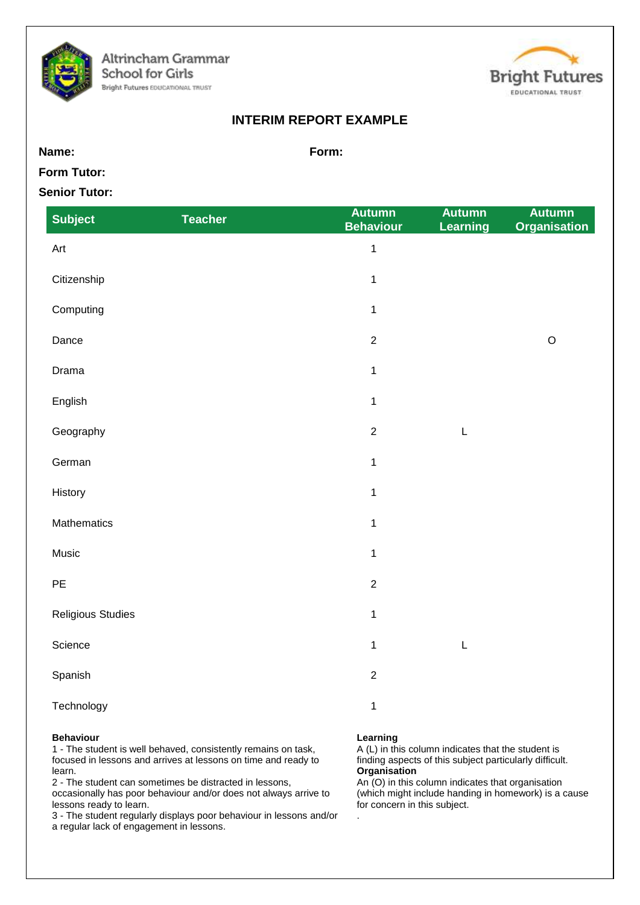Altrincham Grammar School for Girls
Bright Futures EDUCATIONAL TRUST

Bright Futures EDUCATIONAL TRUST

## INTERIM REPORT EXAMPLE

**Name:** **Form:**

**Form Tutor:**

**Senior Tutor:**

| Subject | Teacher | Autumn Behaviour | Autumn Learning | Autumn Organisation |
|---|---|---|---|---|
| Art | | 1 | | |
| Citizenship | | 1 | | |
| Computing | | 1 | | |
| Dance | | 2 | | O |
| Drama | | 1 | | |
| English | | 1 | | |
| Geography | | 2 | L | |
| German | | 1 | | |
| History | | 1 | | |
| Mathematics | | 1 | | |
| Music | | 1 | | |
| PE | | 2 | | |
| Religious Studies | | 1 | | |
| Science | | 1 | L | |
| Spanish | | 2 | | |
| Technology | | 1 | | |

**Behaviour**
1 - The student is well behaved, consistently remains on task, focused in lessons and arrives at lessons on time and ready to learn.
2 - The student can sometimes be distracted in lessons, occasionally has poor behaviour and/or does not always arrive to lessons ready to learn.
3 - The student regularly displays poor behaviour in lessons and/or a regular lack of engagement in lessons.

**Learning**
A (L) in this column indicates that the student is finding aspects of this subject particularly difficult.
**Organisation**
An (O) in this column indicates that organisation (which might include handing in homework) is a cause for concern in this subject.